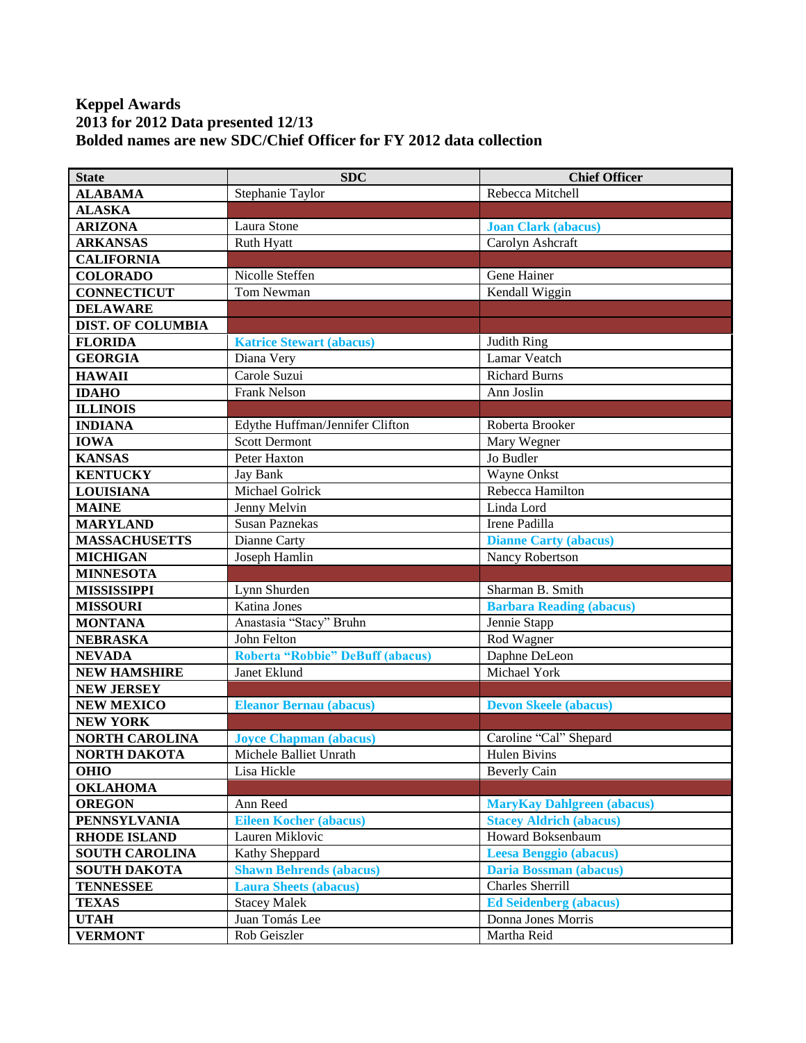**Keppel Awards**
**2013 for 2012 Data presented 12/13**
**Bolded names are new SDC/Chief Officer for FY 2012 data collection**

| State | SDC | Chief Officer |
|---|---|---|
| **ALABAMA** | Stephanie Taylor | Rebecca Mitchell |
| **ALASKA** | | |
| **ARIZONA** | Laura Stone | **Joan Clark (abacus)** |
| **ARKANSAS** | Ruth Hyatt | Carolyn Ashcraft |
| **CALIFORNIA** | | |
| **COLORADO** | Nicolle Steffen | Gene Hainer |
| **CONNECTICUT** | Tom Newman | Kendall Wiggin |
| **DELAWARE** | | |
| **DIST. OF COLUMBIA** | | |
| **FLORIDA** | **Katrice Stewart (abacus)** | Judith Ring |
| **GEORGIA** | Diana Very | Lamar Veatch |
| **HAWAII** | Carole Suzui | Richard Burns |
| **IDAHO** | Frank Nelson | Ann Joslin |
| **ILLINOIS** | | |
| **INDIANA** | Edythe Huffman/Jennifer Clifton | Roberta Brooker |
| **IOWA** | Scott Dermont | Mary Wegner |
| **KANSAS** | Peter Haxton | Jo Budler |
| **KENTUCKY** | Jay Bank | Wayne Onkst |
| **LOUISIANA** | Michael Golrick | Rebecca Hamilton |
| **MAINE** | Jenny Melvin | Linda Lord |
| **MARYLAND** | Susan Paznekas | Irene Padilla |
| **MASSACHUSETTS** | Dianne Carty | **Dianne Carty (abacus)** |
| **MICHIGAN** | Joseph Hamlin | Nancy Robertson |
| **MINNESOTA** | | |
| **MISSISSIPPI** | Lynn Shurden | Sharman B. Smith |
| **MISSOURI** | Katina Jones | **Barbara Reading (abacus)** |
| **MONTANA** | Anastasia "Stacy" Bruhn | Jennie Stapp |
| **NEBRASKA** | John Felton | Rod Wagner |
| **NEVADA** | **Roberta "Robbie" DeBuff (abacus)** | Daphne DeLeon |
| **NEW HAMSHIRE** | Janet Eklund | Michael York |
| **NEW JERSEY** | | |
| **NEW MEXICO** | **Eleanor Bernau (abacus)** | **Devon Skeele (abacus)** |
| **NEW YORK** | | |
| **NORTH CAROLINA** | **Joyce Chapman (abacus)** | Caroline "Cal" Shepard |
| **NORTH DAKOTA** | Michele Balliet Unrath | Hulen Bivins |
| **OHIO** | Lisa Hickle | Beverly Cain |
| **OKLAHOMA** | | |
| **OREGON** | Ann Reed | **MaryKay Dahlgreen (abacus)** |
| **PENNSYLVANIA** | **Eileen Kocher (abacus)** | **Stacey Aldrich (abacus)** |
| **RHODE ISLAND** | Lauren Miklovic | Howard Boksenbaum |
| **SOUTH CAROLINA** | Kathy Sheppard | **Leesa Benggio (abacus)** |
| **SOUTH DAKOTA** | **Shawn Behrends (abacus)** | **Daria Bossman (abacus)** |
| **TENNESSEE** | **Laura Sheets (abacus)** | Charles Sherrill |
| **TEXAS** | Stacey Malek | **Ed Seidenberg (abacus)** |
| **UTAH** | Juan Tomás Lee | Donna Jones Morris |
| **VERMONT** | Rob Geiszler | Martha Reid |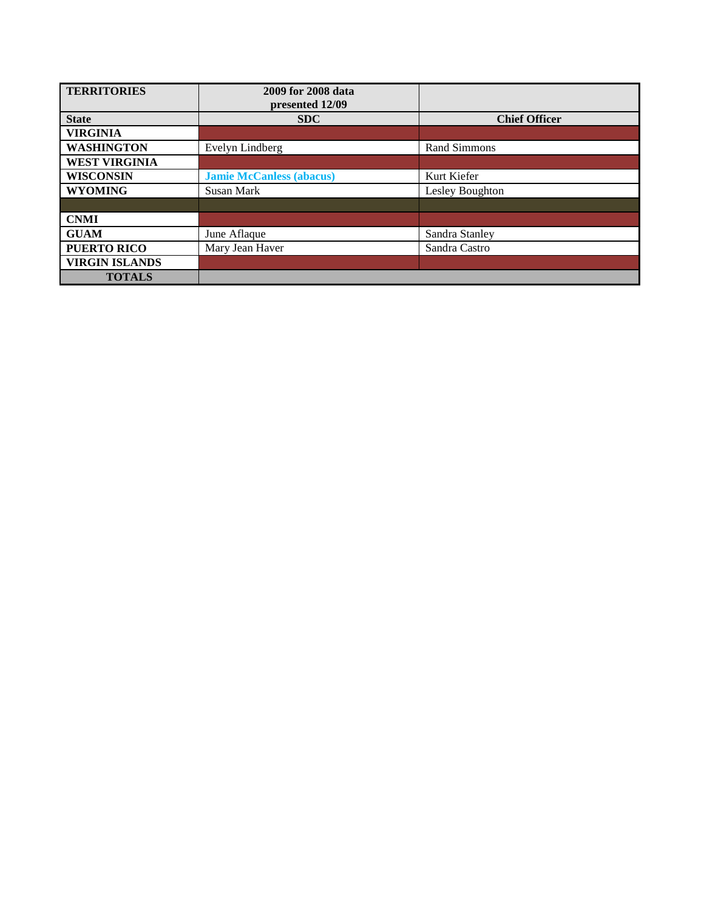| TERRITORIES | 2009 for 2008 data presented 12/09 | |
|---|---|---|
| **State** | **SDC** | **Chief Officer** |
| **VIRGINIA** | | |
| **WASHINGTON** | Evelyn Lindberg | Rand Simmons |
| **WEST VIRGINIA** | | |
| **WISCONSIN** | **Jamie McCanless (abacus)** | Kurt Kiefer |
| **WYOMING** | Susan Mark | Lesley Boughton |
| | | |
| **CNMI** | | |
| **GUAM** | June Aflaque | Sandra Stanley |
| **PUERTO RICO** | Mary Jean Haver | Sandra Castro |
| **VIRGIN ISLANDS** | | |
| **TOTALS** | | |